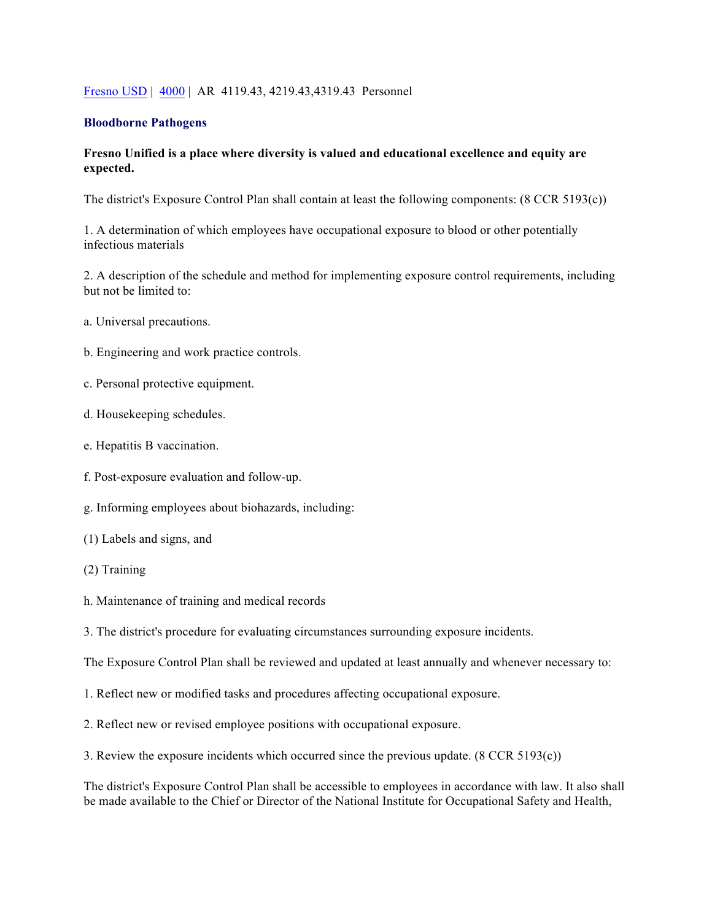[Fresno USD](#) | [4000](#) | AR 4119.43, 4219.43,4319.43 Personnel

**Bloodborne Pathogens**

**Fresno Unified is a place where diversity is valued and educational excellence and equity are expected.**

The district's Exposure Control Plan shall contain at least the following components: (8 CCR 5193(c))

1. A determination of which employees have occupational exposure to blood or other potentially infectious materials

2. A description of the schedule and method for implementing exposure control requirements, including but not be limited to:

a. Universal precautions.

b. Engineering and work practice controls.

c. Personal protective equipment.

d. Housekeeping schedules.

e. Hepatitis B vaccination.

f. Post-exposure evaluation and follow-up.

g. Informing employees about biohazards, including:

(1) Labels and signs, and

(2) Training

h. Maintenance of training and medical records

3. The district's procedure for evaluating circumstances surrounding exposure incidents.

The Exposure Control Plan shall be reviewed and updated at least annually and whenever necessary to:

1. Reflect new or modified tasks and procedures affecting occupational exposure.

2. Reflect new or revised employee positions with occupational exposure.

3. Review the exposure incidents which occurred since the previous update. (8 CCR 5193(c))

The district's Exposure Control Plan shall be accessible to employees in accordance with law. It also shall be made available to the Chief or Director of the National Institute for Occupational Safety and Health,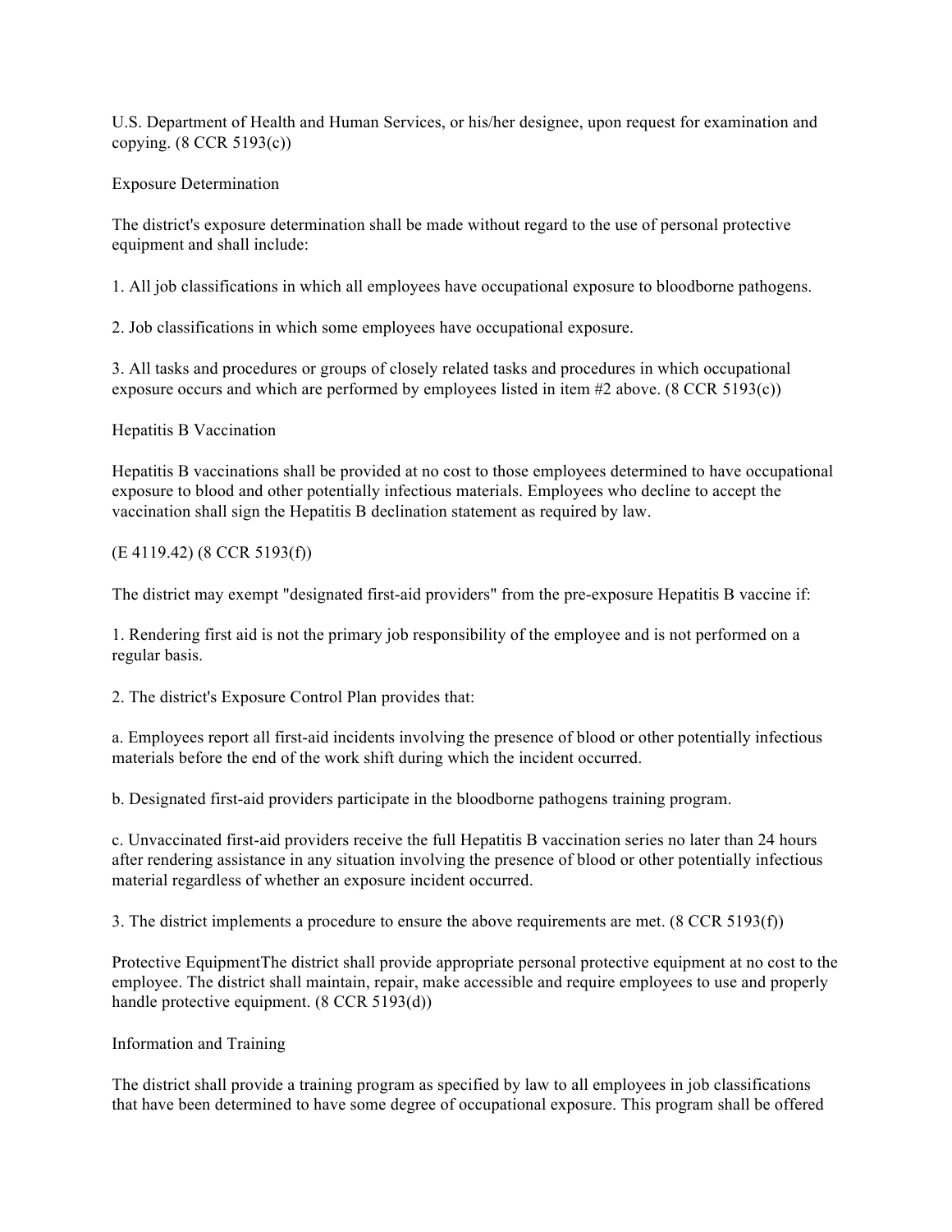U.S. Department of Health and Human Services, or his/her designee, upon request for examination and copying. (8 CCR 5193(c))

## Exposure Determination

The district's exposure determination shall be made without regard to the use of personal protective equipment and shall include:

1. All job classifications in which all employees have occupational exposure to bloodborne pathogens.

2. Job classifications in which some employees have occupational exposure.

3. All tasks and procedures or groups of closely related tasks and procedures in which occupational exposure occurs and which are performed by employees listed in item #2 above. (8 CCR 5193(c))

## Hepatitis B Vaccination

Hepatitis B vaccinations shall be provided at no cost to those employees determined to have occupational exposure to blood and other potentially infectious materials. Employees who decline to accept the vaccination shall sign the Hepatitis B declination statement as required by law.

(E 4119.42) (8 CCR 5193(f))

The district may exempt "designated first-aid providers" from the pre-exposure Hepatitis B vaccine if:

1. Rendering first aid is not the primary job responsibility of the employee and is not performed on a regular basis.

2. The district's Exposure Control Plan provides that:

a. Employees report all first-aid incidents involving the presence of blood or other potentially infectious materials before the end of the work shift during which the incident occurred.

b. Designated first-aid providers participate in the bloodborne pathogens training program.

c. Unvaccinated first-aid providers receive the full Hepatitis B vaccination series no later than 24 hours after rendering assistance in any situation involving the presence of blood or other potentially infectious material regardless of whether an exposure incident occurred.

3. The district implements a procedure to ensure the above requirements are met. (8 CCR 5193(f))

## Protective Equipment

The district shall provide appropriate personal protective equipment at no cost to the employee. The district shall maintain, repair, make accessible and require employees to use and properly handle protective equipment. (8 CCR 5193(d))

## Information and Training

The district shall provide a training program as specified by law to all employees in job classifications that have been determined to have some degree of occupational exposure. This program shall be offered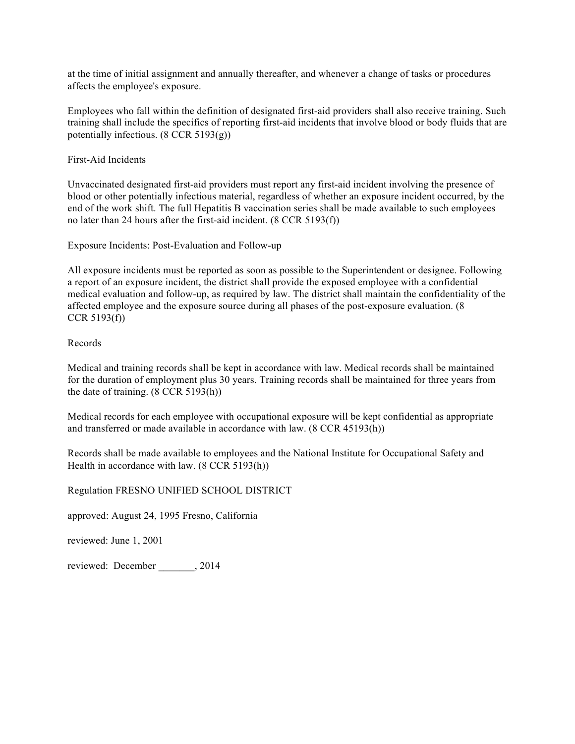at the time of initial assignment and annually thereafter, and whenever a change of tasks or procedures affects the employee's exposure.

Employees who fall within the definition of designated first-aid providers shall also receive training. Such training shall include the specifics of reporting first-aid incidents that involve blood or body fluids that are potentially infectious. (8 CCR 5193(g))

## First-Aid Incidents

Unvaccinated designated first-aid providers must report any first-aid incident involving the presence of blood or other potentially infectious material, regardless of whether an exposure incident occurred, by the end of the work shift. The full Hepatitis B vaccination series shall be made available to such employees no later than 24 hours after the first-aid incident. (8 CCR 5193(f))

## Exposure Incidents: Post-Evaluation and Follow-up

All exposure incidents must be reported as soon as possible to the Superintendent or designee. Following a report of an exposure incident, the district shall provide the exposed employee with a confidential medical evaluation and follow-up, as required by law. The district shall maintain the confidentiality of the affected employee and the exposure source during all phases of the post-exposure evaluation. (8 CCR 5193(f))

## Records

Medical and training records shall be kept in accordance with law. Medical records shall be maintained for the duration of employment plus 30 years. Training records shall be maintained for three years from the date of training. (8 CCR 5193(h))

Medical records for each employee with occupational exposure will be kept confidential as appropriate and transferred or made available in accordance with law. (8 CCR 45193(h))

Records shall be made available to employees and the National Institute for Occupational Safety and Health in accordance with law. (8 CCR 5193(h))

Regulation FRESNO UNIFIED SCHOOL DISTRICT

approved: August 24, 1995 Fresno, California

reviewed: June 1, 2001

reviewed: December _______, 2014